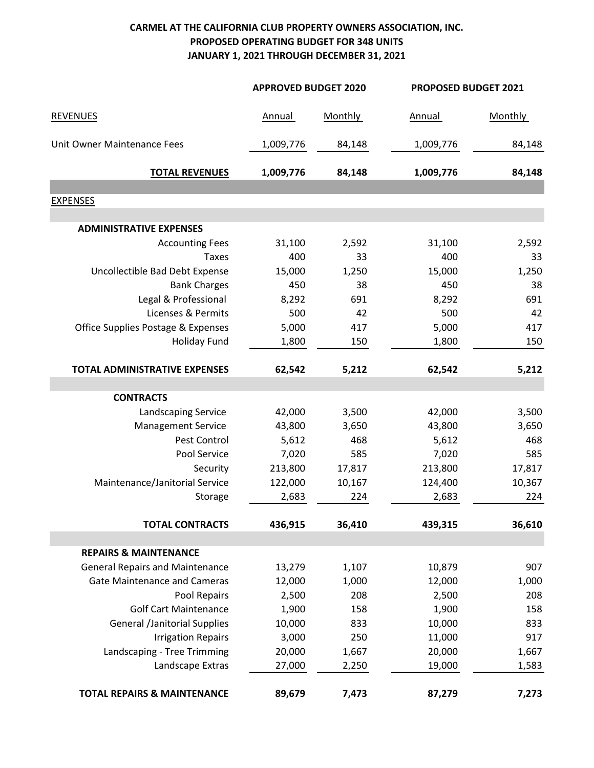**CARMEL AT THE CALIFORNIA CLUB PROPERTY OWNERS ASSOCIATION, INC.**
**PROPOSED OPERATING BUDGET FOR 348 UNITS**
**JANUARY 1, 2021 THROUGH DECEMBER 31, 2021**

| | APPROVED BUDGET 2020 | | PROPOSED BUDGET 2021 | |
|---|---|---|---|---|
| REVENUES | Annual | Monthly | Annual | Monthly |
| Unit Owner Maintenance Fees | 1,009,776 | 84,148 | 1,009,776 | 84,148 |
| **TOTAL REVENUES** | **1,009,776** | **84,148** | **1,009,776** | **84,148** |
| EXPENSES | | | | |
| **ADMINISTRATIVE EXPENSES** | | | | |
| Accounting Fees | 31,100 | 2,592 | 31,100 | 2,592 |
| Taxes | 400 | 33 | 400 | 33 |
| Uncollectible Bad Debt Expense | 15,000 | 1,250 | 15,000 | 1,250 |
| Bank Charges | 450 | 38 | 450 | 38 |
| Legal & Professional | 8,292 | 691 | 8,292 | 691 |
| Licenses & Permits | 500 | 42 | 500 | 42 |
| Office Supplies Postage & Expenses | 5,000 | 417 | 5,000 | 417 |
| Holiday Fund | 1,800 | 150 | 1,800 | 150 |
| **TOTAL ADMINISTRATIVE EXPENSES** | **62,542** | **5,212** | **62,542** | **5,212** |
| **CONTRACTS** | | | | |
| Landscaping Service | 42,000 | 3,500 | 42,000 | 3,500 |
| Management Service | 43,800 | 3,650 | 43,800 | 3,650 |
| Pest Control | 5,612 | 468 | 5,612 | 468 |
| Pool Service | 7,020 | 585 | 7,020 | 585 |
| Security | 213,800 | 17,817 | 213,800 | 17,817 |
| Maintenance/Janitorial Service | 122,000 | 10,167 | 124,400 | 10,367 |
| Storage | 2,683 | 224 | 2,683 | 224 |
| **TOTAL CONTRACTS** | **436,915** | **36,410** | **439,315** | **36,610** |
| **REPAIRS & MAINTENANCE** | | | | |
| General Repairs and Maintenance | 13,279 | 1,107 | 10,879 | 907 |
| Gate Maintenance and Cameras | 12,000 | 1,000 | 12,000 | 1,000 |
| Pool Repairs | 2,500 | 208 | 2,500 | 208 |
| Golf Cart Maintenance | 1,900 | 158 | 1,900 | 158 |
| General /Janitorial Supplies | 10,000 | 833 | 10,000 | 833 |
| Irrigation Repairs | 3,000 | 250 | 11,000 | 917 |
| Landscaping - Tree Trimming | 20,000 | 1,667 | 20,000 | 1,667 |
| Landscape Extras | 27,000 | 2,250 | 19,000 | 1,583 |
| **TOTAL REPAIRS & MAINTENANCE** | **89,679** | **7,473** | **87,279** | **7,273** |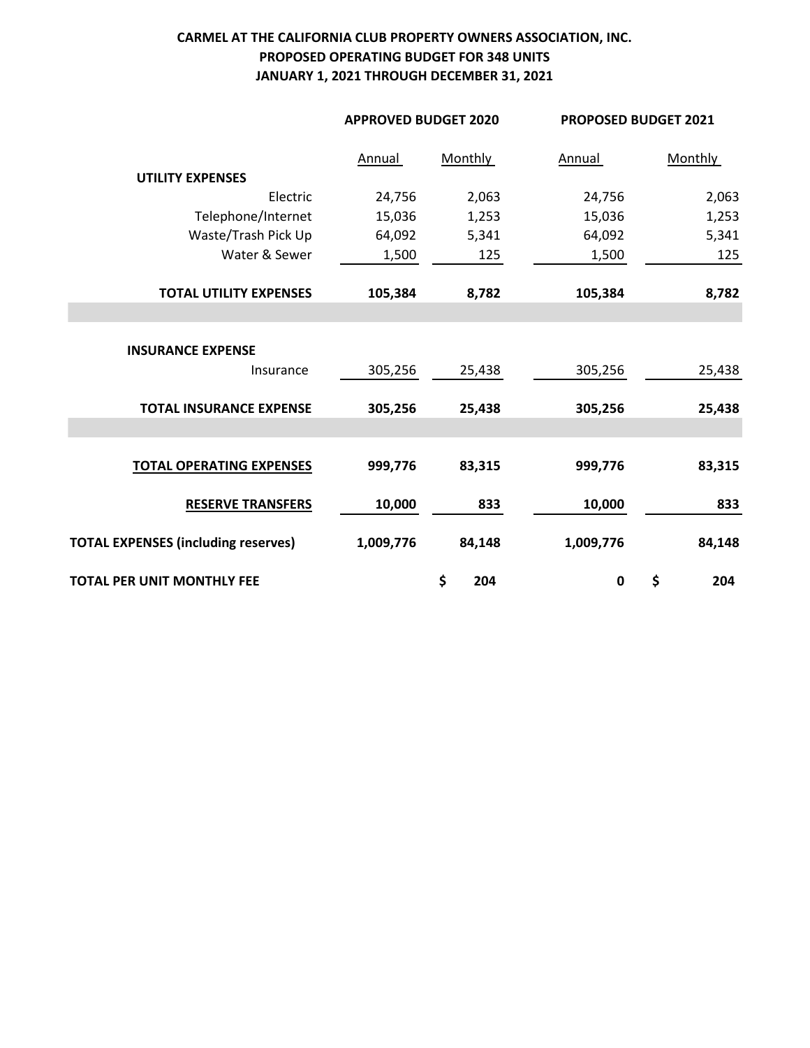**CARMEL AT THE CALIFORNIA CLUB PROPERTY OWNERS ASSOCIATION, INC.**
**PROPOSED OPERATING BUDGET FOR 348 UNITS**
**JANUARY 1, 2021 THROUGH DECEMBER 31, 2021**

| | APPROVED BUDGET 2020 | | PROPOSED BUDGET 2021 | |
|---|---|---|---|---|
| | Annual | Monthly | Annual | Monthly |
| **UTILITY EXPENSES** | | | | |
| Electric | 24,756 | 2,063 | 24,756 | 2,063 |
| Telephone/Internet | 15,036 | 1,253 | 15,036 | 1,253 |
| Waste/Trash Pick Up | 64,092 | 5,341 | 64,092 | 5,341 |
| Water & Sewer | 1,500 | 125 | 1,500 | 125 |
| **TOTAL UTILITY EXPENSES** | **105,384** | **8,782** | **105,384** | **8,782** |
| **INSURANCE EXPENSE** | | | | |
| Insurance | 305,256 | 25,438 | 305,256 | 25,438 |
| **TOTAL INSURANCE EXPENSE** | **305,256** | **25,438** | **305,256** | **25,438** |
| **TOTAL OPERATING EXPENSES** | **999,776** | **83,315** | **999,776** | **83,315** |
| **RESERVE TRANSFERS** | **10,000** | **833** | **10,000** | **833** |
| **TOTAL EXPENSES (including reserves)** | **1,009,776** | **84,148** | **1,009,776** | **84,148** |
| **TOTAL PER UNIT MONTHLY FEE** | | **$ 204** | **0** | **$ 204** |